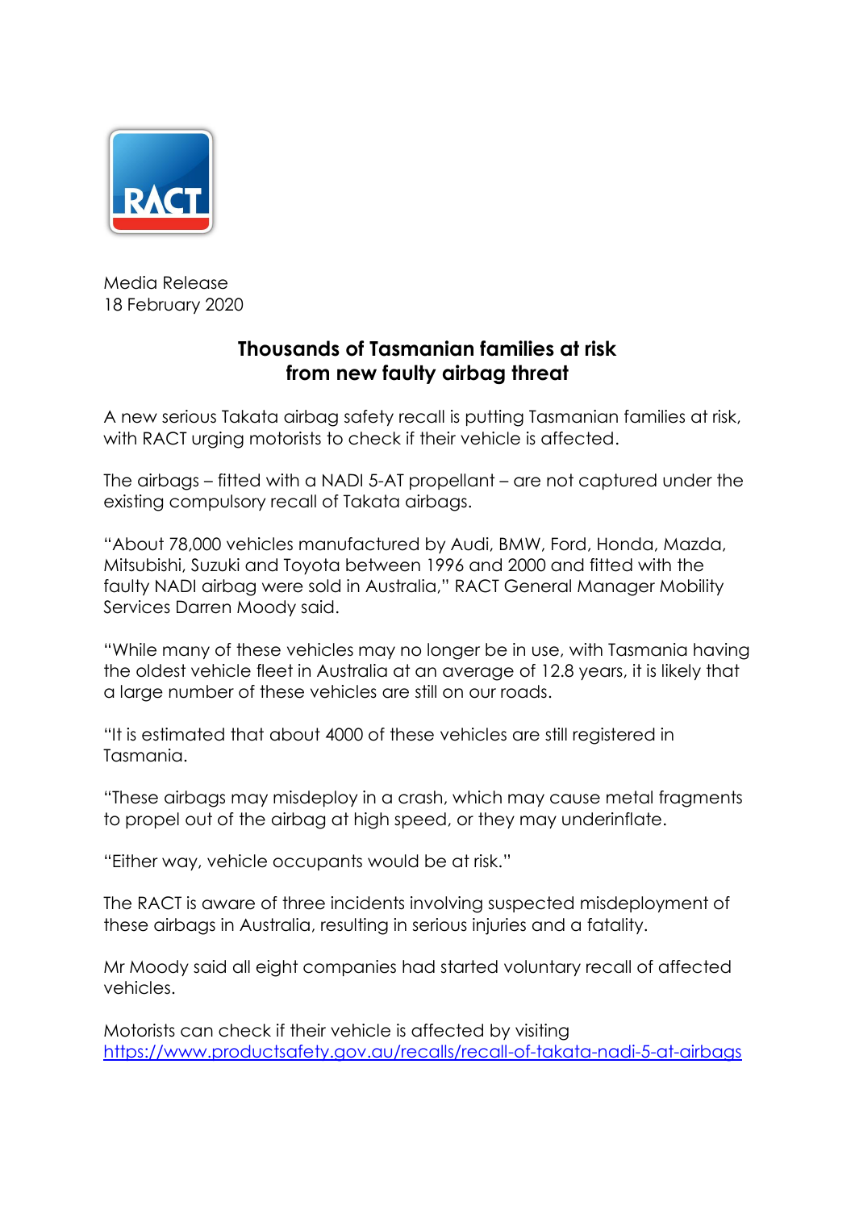RACT

Media Release
18 February 2020

# Thousands of Tasmanian families at risk from new faulty airbag threat

A new serious Takata airbag safety recall is putting Tasmanian families at risk, with RACT urging motorists to check if their vehicle is affected.

The airbags – fitted with a NADI 5-AT propellant – are not captured under the existing compulsory recall of Takata airbags.

"About 78,000 vehicles manufactured by Audi, BMW, Ford, Honda, Mazda, Mitsubishi, Suzuki and Toyota between 1996 and 2000 and fitted with the faulty NADI airbag were sold in Australia," RACT General Manager Mobility Services Darren Moody said.

"While many of these vehicles may no longer be in use, with Tasmania having the oldest vehicle fleet in Australia at an average of 12.8 years, it is likely that a large number of these vehicles are still on our roads.

"It is estimated that about 4000 of these vehicles are still registered in Tasmania.

"These airbags may misdeploy in a crash, which may cause metal fragments to propel out of the airbag at high speed, or they may underinflate.

"Either way, vehicle occupants would be at risk."

The RACT is aware of three incidents involving suspected misdeployment of these airbags in Australia, resulting in serious injuries and a fatality.

Mr Moody said all eight companies had started voluntary recall of affected vehicles.

Motorists can check if their vehicle is affected by visiting [https://www.productsafety.gov.au/recalls/recall-of-takata-nadi-5-at-airbags](https://www.productsafety.gov.au/recalls/recall-of-takata-nadi-5-at-airbags)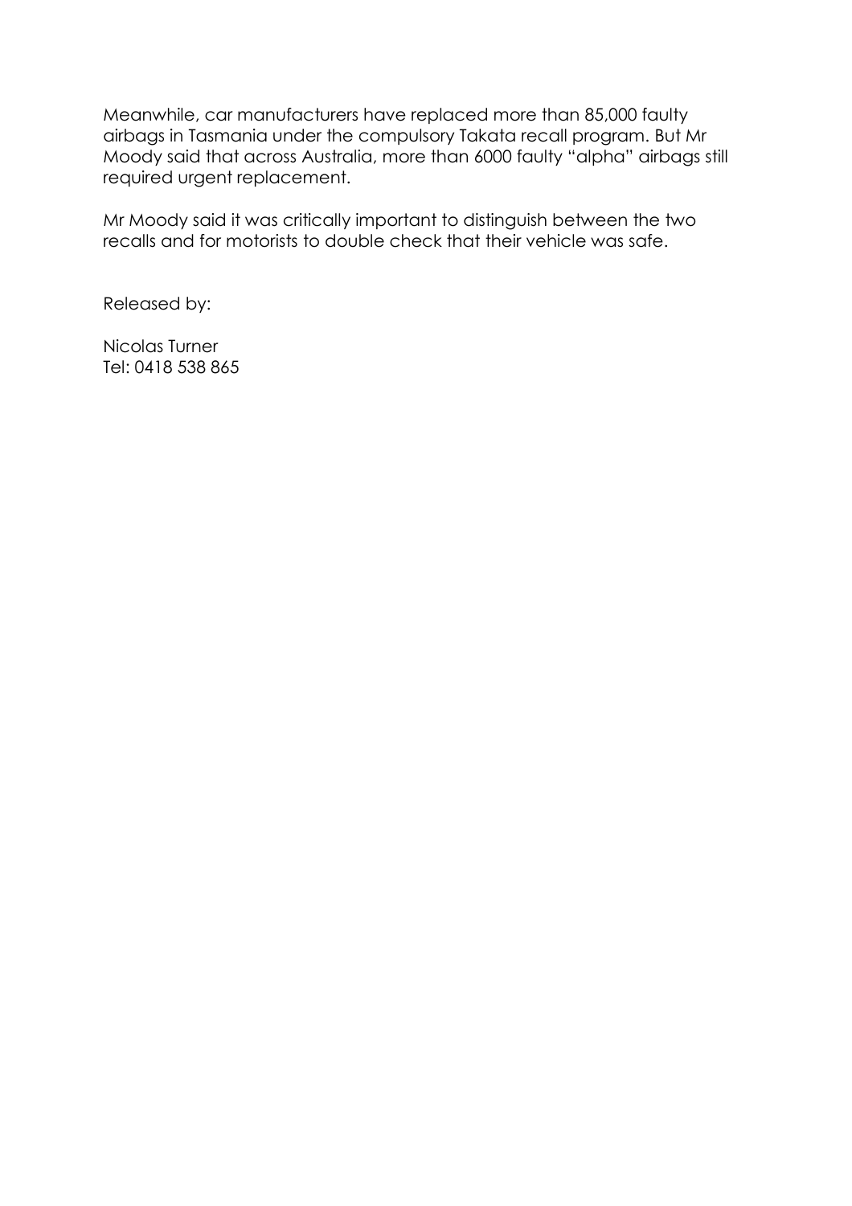Meanwhile, car manufacturers have replaced more than 85,000 faulty airbags in Tasmania under the compulsory Takata recall program. But Mr Moody said that across Australia, more than 6000 faulty "alpha" airbags still required urgent replacement.

Mr Moody said it was critically important to distinguish between the two recalls and for motorists to double check that their vehicle was safe.

Released by:

Nicolas Turner
Tel: 0418 538 865